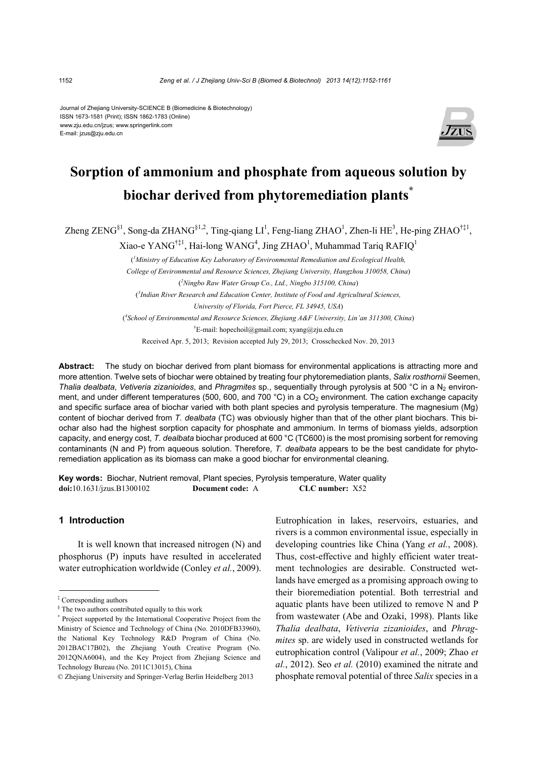Journal of Zhejiang University-SCIENCE B (Biomedicine & Biotechnology)
ISSN 1673-1581 (Print); ISSN 1862-1783 (Online)
www.zju.edu.cn/jzus; www.springerlink.com
E-mail: jzus@zju.edu.cn

# Sorption of ammonium and phosphate from aqueous solution by biochar derived from phytoremediation plants[*]

Zheng ZENG[§1], Song-da ZHANG[§1,2], Ting-qiang LI[1], Feng-liang ZHAO[1], Zhen-li HE[3], He-ping ZHAO[†‡1], Xiao-e YANG[†‡1], Hai-long WANG[4], Jing ZHAO[1], Muhammad Tariq RAFIQ[1]

([1]Ministry of Education Key Laboratory of Environmental Remediation and Ecological Health, College of Environmental and Resource Sciences, Zhejiang University, Hangzhou 310058, China)

([2]Ningbo Raw Water Group Co., Ltd., Ningbo 315100, China)

([3]Indian River Research and Education Center, Institute of Food and Agricultural Sciences, University of Florida, Fort Pierce, FL 34945, USA)

([4]School of Environmental and Resource Sciences, Zhejiang A&F University, Lin'an 311300, China)

[†]E-mail: hopechoil@gmail.com; xyang@zju.edu.cn

Received Apr. 5, 2013; Revision accepted July 29, 2013; Crosschecked Nov. 20, 2013

**Abstract:** The study on biochar derived from plant biomass for environmental applications is attracting more and more attention. Twelve sets of biochar were obtained by treating four phytoremediation plants, *Salix rosthornii* Seemen, *Thalia dealbata*, *Vetiveria zizanioides*, and *Phragmites* sp., sequentially through pyrolysis at 500 °C in a $N_2$ environment, and under different temperatures (500, 600, and 700 °C) in a $CO_2$ environment. The cation exchange capacity and specific surface area of biochar varied with both plant species and pyrolysis temperature. The magnesium (Mg) content of biochar derived from *T. dealbata* (TC) was obviously higher than that of the other plant biochars. This biochar also had the highest sorption capacity for phosphate and ammonium. In terms of biomass yields, adsorption capacity, and energy cost, *T. dealbata* biochar produced at 600 °C (TC600) is the most promising sorbent for removing contaminants (N and P) from aqueous solution. Therefore, *T. dealbata* appears to be the best candidate for phytoremediation application as its biomass can make a good biochar for environmental cleaning.

**Key words:** Biochar, Nutrient removal, Plant species, Pyrolysis temperature, Water quality
**doi:**10.1631/jzus.B1300102 **Document code:** A **CLC number:** X52

## 1 Introduction

It is well known that increased nitrogen (N) and phosphorus (P) inputs have resulted in accelerated water eutrophication worldwide (Conley *et al.*, 2009). Eutrophication in lakes, reservoirs, estuaries, and rivers is a common environmental issue, especially in developing countries like China (Yang *et al.*, 2008). Thus, cost-effective and highly efficient water treatment technologies are desirable. Constructed wetlands have emerged as a promising approach owing to their bioremediation potential. Both terrestrial and aquatic plants have been utilized to remove N and P from wastewater (Abe and Ozaki, 1998). Plants like *Thalia dealbata*, *Vetiveria zizanioides*, and *Phragmites* sp. are widely used in constructed wetlands for eutrophication control (Valipour *et al.*, 2009; Zhao *et al.*, 2012). Seo *et al.* (2010) examined the nitrate and phosphate removal potential of three *Salix* species in a

---

[‡] Corresponding authors

[§] The two authors contributed equally to this work

[*] Project supported by the International Cooperative Project from the Ministry of Science and Technology of China (No. 2010DFB33960), the National Key Technology R&D Program of China (No. 2012BAC17B02), the Zhejiang Youth Creative Program (No. 2012QNA6004), and the Key Project from Zhejiang Science and Technology Bureau (No. 2011C13015), China

© Zhejiang University and Springer-Verlag Berlin Heidelberg 2013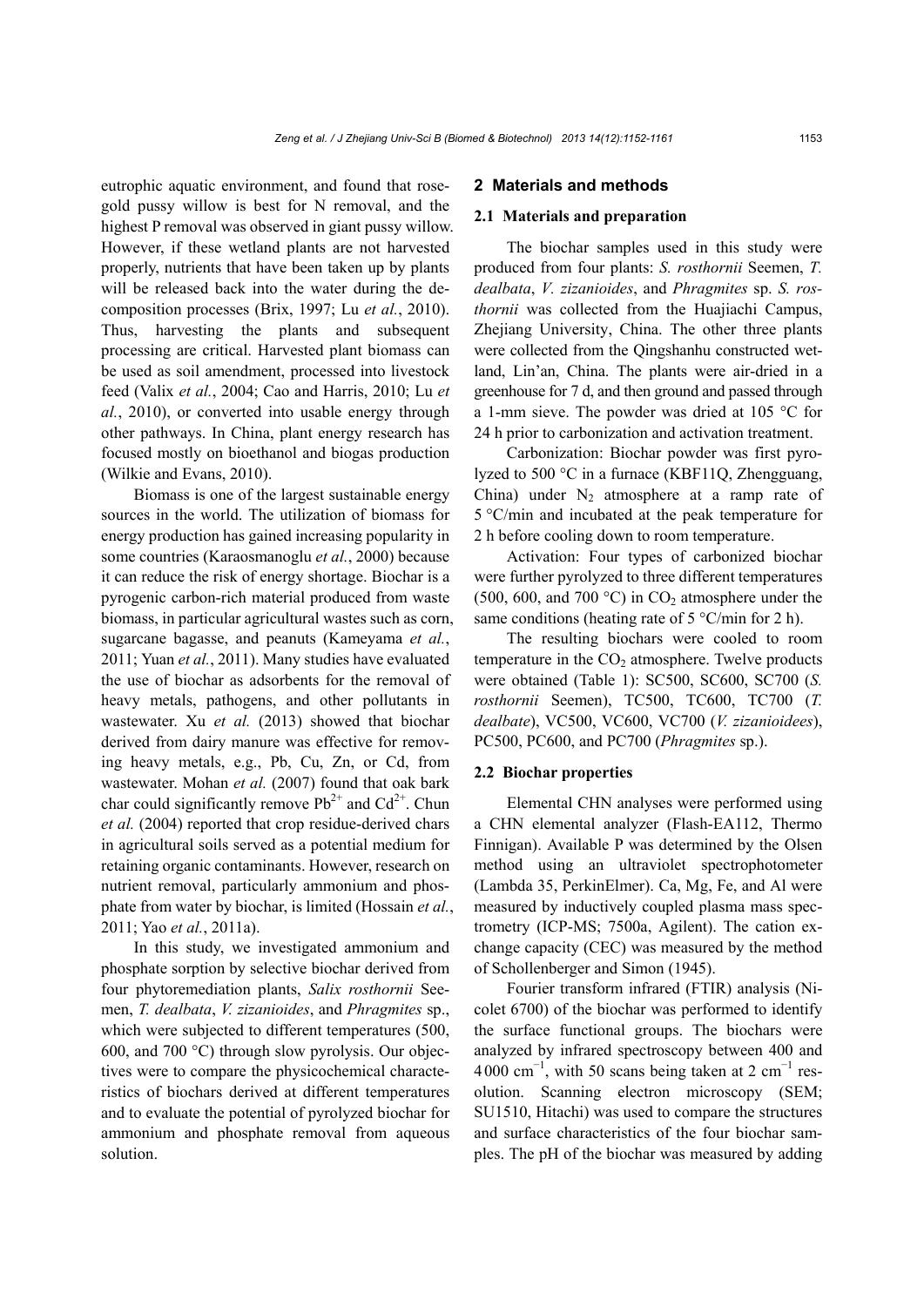eutrophic aquatic environment, and found that rose-gold pussy willow is best for N removal, and the highest P removal was observed in giant pussy willow. However, if these wetland plants are not harvested properly, nutrients that have been taken up by plants will be released back into the water during the decomposition processes (Brix, 1997; Lu *et al.*, 2010). Thus, harvesting the plants and subsequent processing are critical. Harvested plant biomass can be used as soil amendment, processed into livestock feed (Valix *et al.*, 2004; Cao and Harris, 2010; Lu *et al.*, 2010), or converted into usable energy through other pathways. In China, plant energy research has focused mostly on bioethanol and biogas production (Wilkie and Evans, 2010).

Biomass is one of the largest sustainable energy sources in the world. The utilization of biomass for energy production has gained increasing popularity in some countries (Karaosmanoglu *et al.*, 2000) because it can reduce the risk of energy shortage. Biochar is a pyrogenic carbon-rich material produced from waste biomass, in particular agricultural wastes such as corn, sugarcane bagasse, and peanuts (Kameyama *et al.*, 2011; Yuan *et al.*, 2011). Many studies have evaluated the use of biochar as adsorbents for the removal of heavy metals, pathogens, and other pollutants in wastewater. Xu *et al.* (2013) showed that biochar derived from dairy manure was effective for removing heavy metals, e.g., Pb, Cu, Zn, or Cd, from wastewater. Mohan *et al.* (2007) found that oak bark char could significantly remove $Pb^{2+}$ and $Cd^{2+}$. Chun *et al.* (2004) reported that crop residue-derived chars in agricultural soils served as a potential medium for retaining organic contaminants. However, research on nutrient removal, particularly ammonium and phosphate from water by biochar, is limited (Hossain *et al.*, 2011; Yao *et al.*, 2011a).

In this study, we investigated ammonium and phosphate sorption by selective biochar derived from four phytoremediation plants, *Salix rosthornii* Seemen, *T. dealbata*, *V. zizanioides*, and *Phragmites* sp., which were subjected to different temperatures (500, 600, and 700 °C) through slow pyrolysis. Our objectives were to compare the physicochemical characteristics of biochars derived at different temperatures and to evaluate the potential of pyrolyzed biochar for ammonium and phosphate removal from aqueous solution.

## 2 Materials and methods

### 2.1 Materials and preparation

The biochar samples used in this study were produced from four plants: *S. rosthornii* Seemen, *T. dealbata*, *V. zizanioides*, and *Phragmites* sp. *S. rosthornii* was collected from the Huajiachi Campus, Zhejiang University, China. The other three plants were collected from the Qingshanhu constructed wetland, Lin'an, China. The plants were air-dried in a greenhouse for 7 d, and then ground and passed through a 1-mm sieve. The powder was dried at 105 °C for 24 h prior to carbonization and activation treatment.

Carbonization: Biochar powder was first pyrolyzed to 500 °C in a furnace (KBF11Q, Zhengguang, China) under $N_2$ atmosphere at a ramp rate of 5 °C/min and incubated at the peak temperature for 2 h before cooling down to room temperature.

Activation: Four types of carbonized biochar were further pyrolyzed to three different temperatures (500, 600, and 700 °C) in $CO_2$ atmosphere under the same conditions (heating rate of 5 °C/min for 2 h).

The resulting biochars were cooled to room temperature in the $CO_2$ atmosphere. Twelve products were obtained (Table 1): SC500, SC600, SC700 (*S. rosthornii* Seemen), TC500, TC600, TC700 (*T. dealbate*), VC500, VC600, VC700 (*V. zizanioidees*), PC500, PC600, and PC700 (*Phragmites* sp.).

### 2.2 Biochar properties

Elemental CHN analyses were performed using a CHN elemental analyzer (Flash-EA112, Thermo Finnigan). Available P was determined by the Olsen method using an ultraviolet spectrophotometer (Lambda 35, PerkinElmer). Ca, Mg, Fe, and Al were measured by inductively coupled plasma mass spectrometry (ICP-MS; 7500a, Agilent). The cation exchange capacity (CEC) was measured by the method of Schollenberger and Simon (1945).

Fourier transform infrared (FTIR) analysis (Nicolet 6700) of the biochar was performed to identify the surface functional groups. The biochars were analyzed by infrared spectroscopy between 400 and 4 000 $cm^{-1}$, with 50 scans being taken at 2 $cm^{-1}$ resolution. Scanning electron microscopy (SEM; SU1510, Hitachi) was used to compare the structures and surface characteristics of the four biochar samples. The pH of the biochar was measured by adding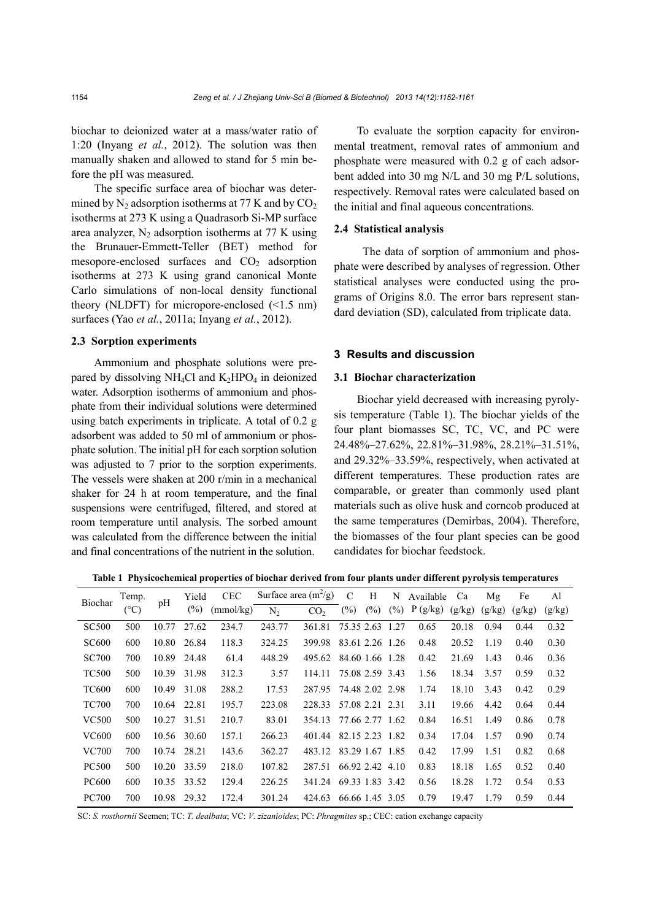biochar to deionized water at a mass/water ratio of 1:20 (Inyang *et al.*, 2012). The solution was then manually shaken and allowed to stand for 5 min before the pH was measured.

The specific surface area of biochar was determined by $N_2$ adsorption isotherms at 77 K and by $CO_2$ isotherms at 273 K using a Quadrasorb Si-MP surface area analyzer, $N_2$ adsorption isotherms at 77 K using the Brunauer-Emmett-Teller (BET) method for mesopore-enclosed surfaces and $CO_2$ adsorption isotherms at 273 K using grand canonical Monte Carlo simulations of non-local density functional theory (NLDFT) for micropore-enclosed (<1.5 nm) surfaces (Yao *et al.*, 2011a; Inyang *et al.*, 2012).

### 2.3 Sorption experiments

Ammonium and phosphate solutions were prepared by dissolving $NH_4Cl$ and $K_2HPO_4$ in deionized water. Adsorption isotherms of ammonium and phosphate from their individual solutions were determined using batch experiments in triplicate. A total of 0.2 g adsorbent was added to 50 ml of ammonium or phosphate solution. The initial pH for each sorption solution was adjusted to 7 prior to the sorption experiments. The vessels were shaken at 200 r/min in a mechanical shaker for 24 h at room temperature, and the final suspensions were centrifuged, filtered, and stored at room temperature until analysis. The sorbed amount was calculated from the difference between the initial and final concentrations of the nutrient in the solution.

To evaluate the sorption capacity for environmental treatment, removal rates of ammonium and phosphate were measured with 0.2 g of each adsorbent added into 30 mg N/L and 30 mg P/L solutions, respectively. Removal rates were calculated based on the initial and final aqueous concentrations.

### 2.4 Statistical analysis

The data of sorption of ammonium and phosphate were described by analyses of regression. Other statistical analyses were conducted using the programs of Origins 8.0. The error bars represent standard deviation (SD), calculated from triplicate data.

## 3 Results and discussion

### 3.1 Biochar characterization

Biochar yield decreased with increasing pyrolysis temperature (Table 1). The biochar yields of the four plant biomasses SC, TC, VC, and PC were 24.48%–27.62%, 22.81%–31.98%, 28.21%–31.51%, and 29.32%–33.59%, respectively, when activated at different temperatures. These production rates are comparable, or greater than commonly used plant materials such as olive husk and corncob produced at the same temperatures (Demirbas, 2004). Therefore, the biomasses of the four plant species can be good candidates for biochar feedstock.

**Table 1 Physicochemical properties of biochar derived from four plants under different pyrolysis temperatures**

| Biochar | Temp. (°C) | pH | Yield (%) | CEC (mmol/kg) | Surface area ($m^2$/g) | | C (%) | H (%) | N (%) | Available P (g/kg) | Ca (g/kg) | Mg (g/kg) | Fe (g/kg) | Al (g/kg) |
|---|---|---|---|---|---|---|---|---|---|---|---|---|---|---|
| | | | | | $N_2$ | $CO_2$ | | | | | | | | |
| SC500 | 500 | 10.77 | 27.62 | 234.7 | 243.77 | 361.81 | 75.35 | 2.63 | 1.27 | 0.65 | 20.18 | 0.94 | 0.44 | 0.32 |
| SC600 | 600 | 10.80 | 26.84 | 118.3 | 324.25 | 399.98 | 83.61 | 2.26 | 1.26 | 0.48 | 20.52 | 1.19 | 0.40 | 0.30 |
| SC700 | 700 | 10.89 | 24.48 | 61.4 | 448.29 | 495.62 | 84.60 | 1.66 | 1.28 | 0.42 | 21.69 | 1.43 | 0.46 | 0.36 |
| TC500 | 500 | 10.39 | 31.98 | 312.3 | 3.57 | 114.11 | 75.08 | 2.59 | 3.43 | 1.56 | 18.34 | 3.57 | 0.59 | 0.32 |
| TC600 | 600 | 10.49 | 31.08 | 288.2 | 17.53 | 287.95 | 74.48 | 2.02 | 2.98 | 1.74 | 18.10 | 3.43 | 0.42 | 0.29 |
| TC700 | 700 | 10.64 | 22.81 | 195.7 | 223.08 | 228.33 | 57.08 | 2.21 | 2.31 | 3.11 | 19.66 | 4.42 | 0.64 | 0.44 |
| VC500 | 500 | 10.27 | 31.51 | 210.7 | 83.01 | 354.13 | 77.66 | 2.77 | 1.62 | 0.84 | 16.51 | 1.49 | 0.86 | 0.78 |
| VC600 | 600 | 10.56 | 30.60 | 157.1 | 266.23 | 401.44 | 82.15 | 2.23 | 1.82 | 0.34 | 17.04 | 1.57 | 0.90 | 0.74 |
| VC700 | 700 | 10.74 | 28.21 | 143.6 | 362.27 | 483.12 | 83.29 | 1.67 | 1.85 | 0.42 | 17.99 | 1.51 | 0.82 | 0.68 |
| PC500 | 500 | 10.20 | 33.59 | 218.0 | 107.82 | 287.51 | 66.92 | 2.42 | 4.10 | 0.83 | 18.18 | 1.65 | 0.52 | 0.40 |
| PC600 | 600 | 10.35 | 33.52 | 129.4 | 226.25 | 341.24 | 69.33 | 1.83 | 3.42 | 0.56 | 18.28 | 1.72 | 0.54 | 0.53 |
| PC700 | 700 | 10.98 | 29.32 | 172.4 | 301.24 | 424.63 | 66.66 | 1.45 | 3.05 | 0.79 | 19.47 | 1.79 | 0.59 | 0.44 |

SC: *S. rosthornii* Seemen; TC: *T. dealbata*; VC: *V. zizanioides*; PC: *Phragmites* sp.; CEC: cation exchange capacity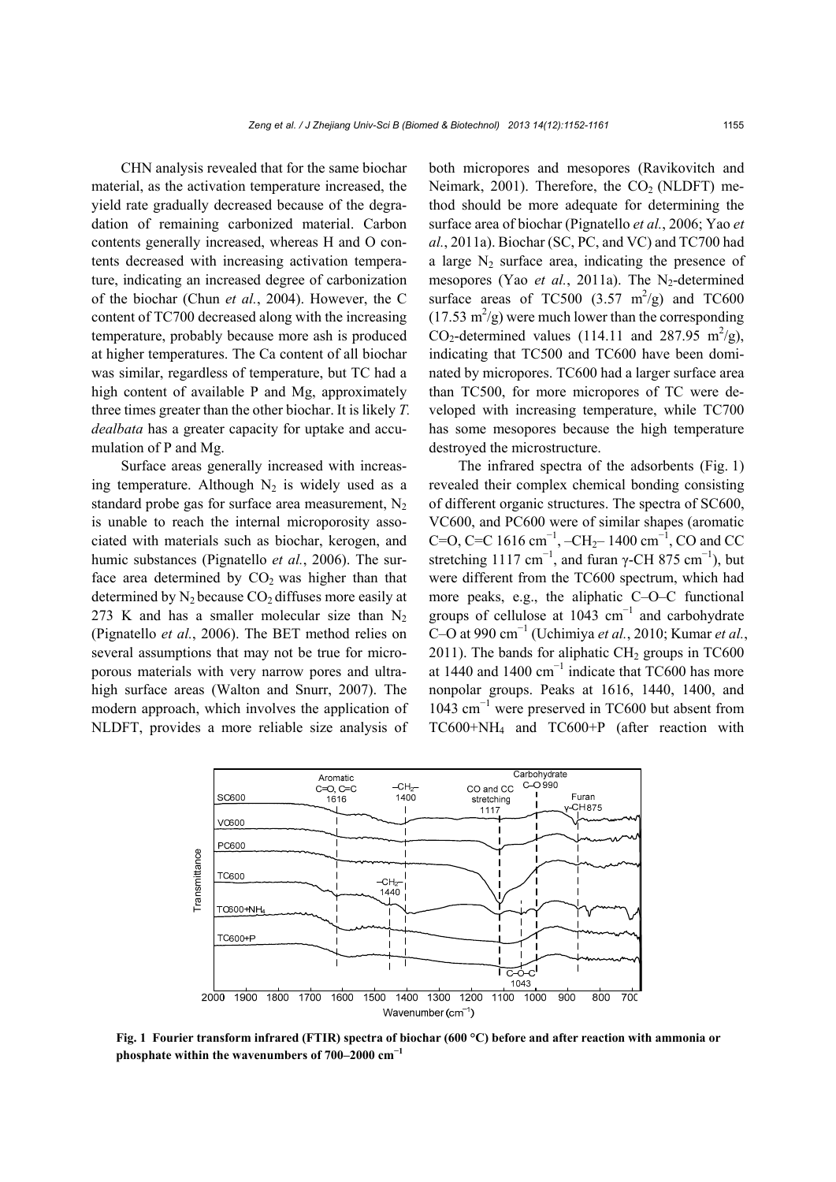CHN analysis revealed that for the same biochar material, as the activation temperature increased, the yield rate gradually decreased because of the degradation of remaining carbonized material. Carbon contents generally increased, whereas H and O contents decreased with increasing activation temperature, indicating an increased degree of carbonization of the biochar (Chun *et al.*, 2004). However, the C content of TC700 decreased along with the increasing temperature, probably because more ash is produced at higher temperatures. The Ca content of all biochar was similar, regardless of temperature, but TC had a high content of available P and Mg, approximately three times greater than the other biochar. It is likely *T. dealbata* has a greater capacity for uptake and accumulation of P and Mg.

Surface areas generally increased with increasing temperature. Although $N_2$ is widely used as a standard probe gas for surface area measurement, $N_2$ is unable to reach the internal microporosity associated with materials such as biochar, kerogen, and humic substances (Pignatello *et al.*, 2006). The surface area determined by $CO_2$ was higher than that determined by $N_2$ because $CO_2$ diffuses more easily at 273 K and has a smaller molecular size than $N_2$ (Pignatello *et al.*, 2006). The BET method relies on several assumptions that may not be true for microporous materials with very narrow pores and ultrahigh surface areas (Walton and Snurr, 2007). The modern approach, which involves the application of NLDFT, provides a more reliable size analysis of both micropores and mesopores (Ravikovitch and Neimark, 2001). Therefore, the $CO_2$ (NLDFT) method should be more adequate for determining the surface area of biochar (Pignatello *et al.*, 2006; Yao *et al.*, 2011a). Biochar (SC, PC, and VC) and TC700 had a large $N_2$ surface area, indicating the presence of mesopores (Yao *et al.*, 2011a). The $N_2$-determined surface areas of TC500 (3.57 $m^2/g$) and TC600 (17.53 $m^2/g$) were much lower than the corresponding $CO_2$-determined values (114.11 and 287.95 $m^2/g$), indicating that TC500 and TC600 have been dominated by micropores. TC600 had a larger surface area than TC500, for more micropores of TC were developed with increasing temperature, while TC700 has some mesopores because the high temperature destroyed the microstructure.

The infrared spectra of the adsorbents (Fig. 1) revealed their complex chemical bonding consisting of different organic structures. The spectra of SC600, VC600, and PC600 were of similar shapes (aromatic C=O, C=C 1616 $cm^{-1}$, –$CH_2$– 1400 $cm^{-1}$, CO and CC stretching 1117 $cm^{-1}$, and furan γ-CH 875 $cm^{-1}$), but were different from the TC600 spectrum, which had more peaks, e.g., the aliphatic C–O–C functional groups of cellulose at 1043 $cm^{-1}$ and carbohydrate C–O at 990 $cm^{-1}$ (Uchimiya *et al.*, 2010; Kumar *et al.*, 2011). The bands for aliphatic $CH_2$ groups in TC600 at 1440 and 1400 $cm^{-1}$ indicate that TC600 has more nonpolar groups. Peaks at 1616, 1440, 1400, and 1043 $cm^{-1}$ were preserved in TC600 but absent from TC600+$NH_4$ and TC600+P (after reaction with

**Fig. 1 Fourier transform infrared (FTIR) spectra of biochar (600 °C) before and after reaction with ammonia or phosphate within the wavenumbers of 700–2000 $cm^{-1}$**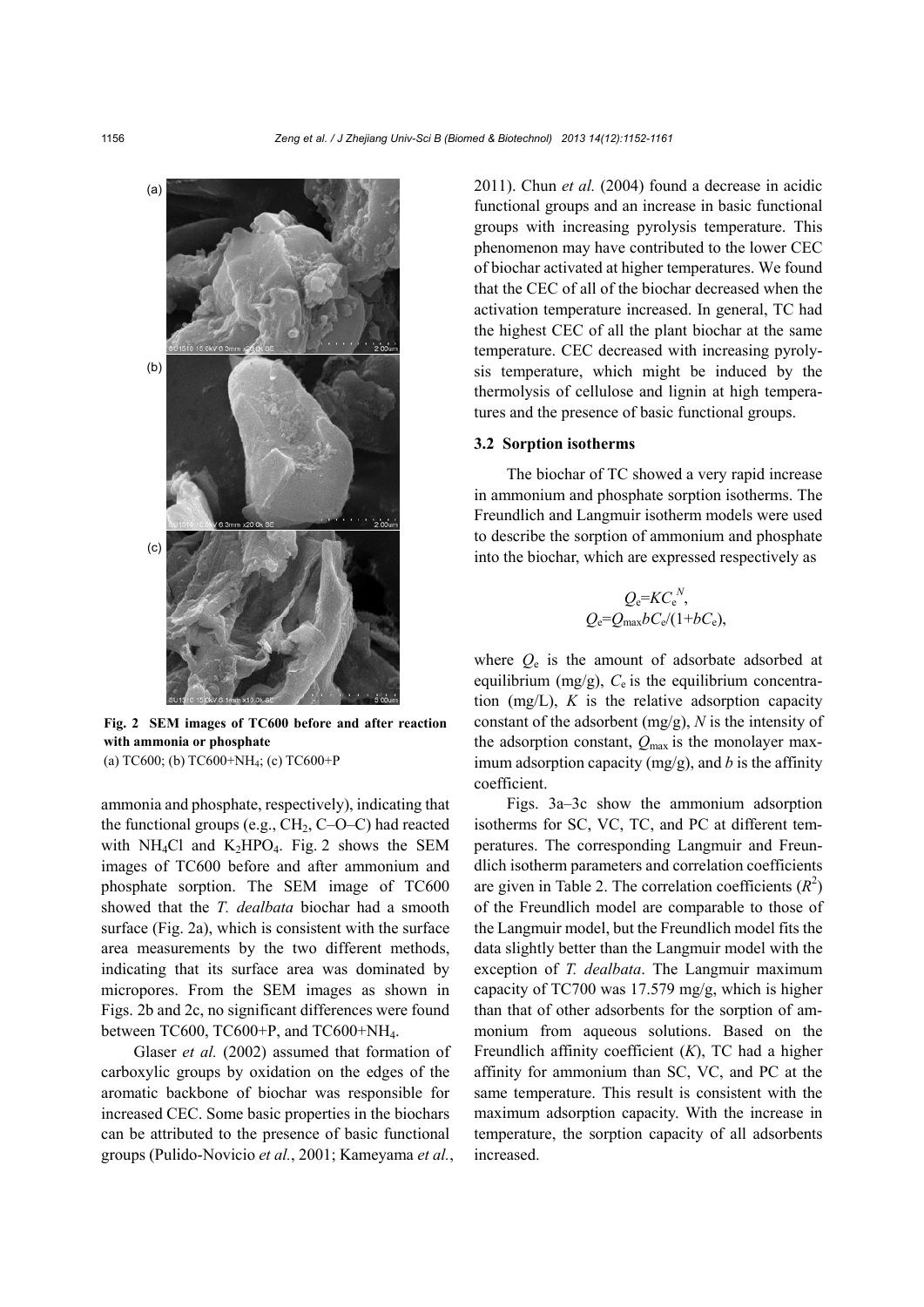Fig. 2 SEM images of TC600 before and after reaction with ammonia or phosphate

(a) TC600; (b) TC600+$NH_4$; (c) TC600+P

ammonia and phosphate, respectively), indicating that the functional groups (e.g., $CH_2$, C–O–C) had reacted with $NH_4Cl$ and $K_2HPO_4$. Fig. 2 shows the SEM images of TC600 before and after ammonium and phosphate sorption. The SEM image of TC600 showed that the *T. dealbata* biochar had a smooth surface (Fig. 2a), which is consistent with the surface area measurements by the two different methods, indicating that its surface area was dominated by micropores. From the SEM images as shown in Figs. 2b and 2c, no significant differences were found between TC600, TC600+P, and TC600+$NH_4$.

Glaser *et al.* (2002) assumed that formation of carboxylic groups by oxidation on the edges of the aromatic backbone of biochar was responsible for increased CEC. Some basic properties in the biochars can be attributed to the presence of basic functional groups (Pulido-Novicio *et al.*, 2001; Kameyama *et al.*, 2011). Chun *et al.* (2004) found a decrease in acidic functional groups and an increase in basic functional groups with increasing pyrolysis temperature. This phenomenon may have contributed to the lower CEC of biochar activated at higher temperatures. We found that the CEC of all of the biochar decreased when the activation temperature increased. In general, TC had the highest CEC of all the plant biochar at the same temperature. CEC decreased with increasing pyrolysis temperature, which might be induced by the thermolysis of cellulose and lignin at high temperatures and the presence of basic functional groups.

### 3.2 Sorption isotherms

The biochar of TC showed a very rapid increase in ammonium and phosphate sorption isotherms. The Freundlich and Langmuir isotherm models were used to describe the sorption of ammonium and phosphate into the biochar, which are expressed respectively as

$$Q_e = KC_e^{\,N},$$
$$Q_e = Q_{max}bC_e/(1+bC_e),$$

where $Q_e$ is the amount of adsorbate adsorbed at equilibrium (mg/g), $C_e$ is the equilibrium concentration (mg/L), $K$ is the relative adsorption capacity constant of the adsorbent (mg/g), $N$ is the intensity of the adsorption constant, $Q_{max}$ is the monolayer maximum adsorption capacity (mg/g), and $b$ is the affinity coefficient.

Figs. 3a–3c show the ammonium adsorption isotherms for SC, VC, TC, and PC at different temperatures. The corresponding Langmuir and Freundlich isotherm parameters and correlation coefficients are given in Table 2. The correlation coefficients ($R^2$) of the Freundlich model are comparable to those of the Langmuir model, but the Freundlich model fits the data slightly better than the Langmuir model with the exception of *T. dealbata*. The Langmuir maximum capacity of TC700 was 17.579 mg/g, which is higher than that of other adsorbents for the sorption of ammonium from aqueous solutions. Based on the Freundlich affinity coefficient ($K$), TC had a higher affinity for ammonium than SC, VC, and PC at the same temperature. This result is consistent with the maximum adsorption capacity. With the increase in temperature, the sorption capacity of all adsorbents increased.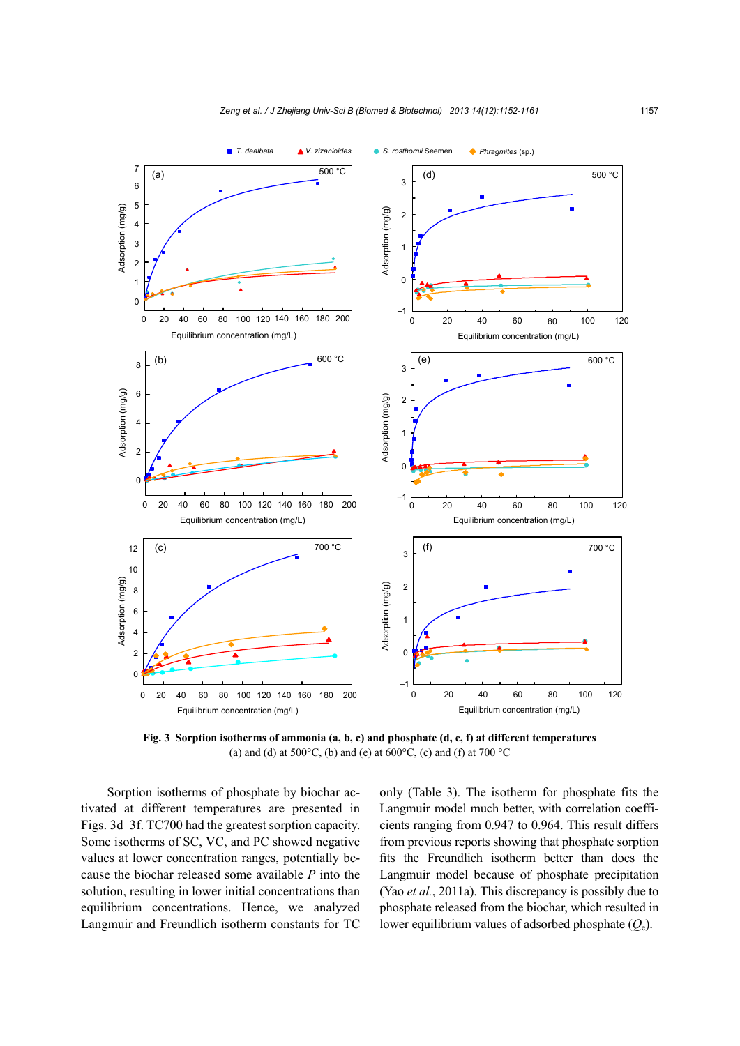**Fig. 3 Sorption isotherms of ammonia (a, b, c) and phosphate (d, e, f) at different temperatures**
(a) and (d) at 500°C, (b) and (e) at 600°C, (c) and (f) at 700 °C

Sorption isotherms of phosphate by biochar activated at different temperatures are presented in Figs. 3d–3f. TC700 had the greatest sorption capacity. Some isotherms of SC, VC, and PC showed negative values at lower concentration ranges, potentially because the biochar released some available *P* into the solution, resulting in lower initial concentrations than equilibrium concentrations. Hence, we analyzed Langmuir and Freundlich isotherm constants for TC only (Table 3). The isotherm for phosphate fits the Langmuir model much better, with correlation coefficients ranging from 0.947 to 0.964. This result differs from previous reports showing that phosphate sorption fits the Freundlich isotherm better than does the Langmuir model because of phosphate precipitation (Yao *et al.*, 2011a). This discrepancy is possibly due to phosphate released from the biochar, which resulted in lower equilibrium values of adsorbed phosphate ($Q_e$).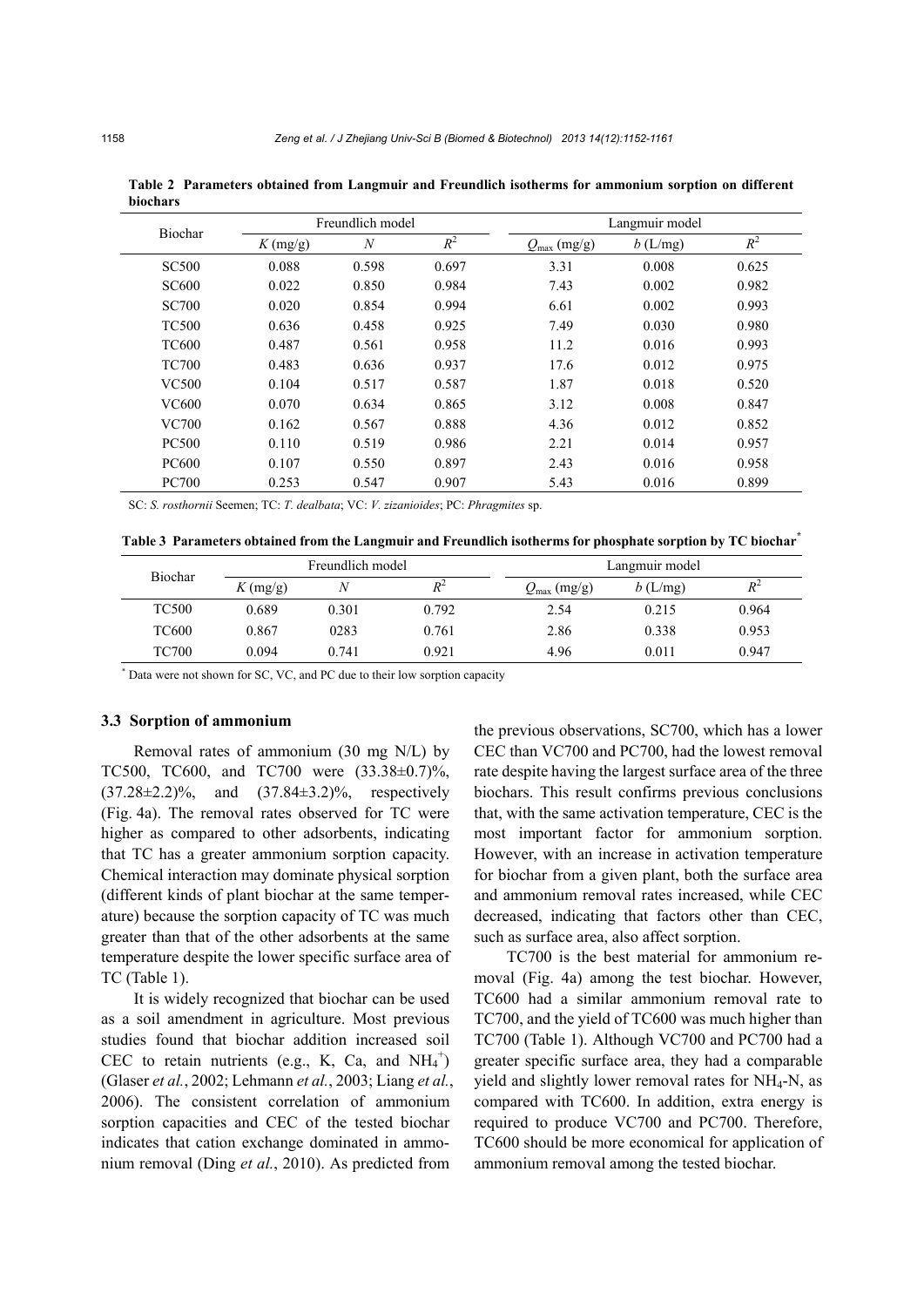**Table 2 Parameters obtained from Langmuir and Freundlich isotherms for ammonium sorption on different biochars**

| Biochar | Freundlich model | | | Langmuir model | | |
|---|---|---|---|---|---|---|
| | $K$ (mg/g) | $N$ | $R^2$ | $Q_{max}$ (mg/g) | $b$ (L/mg) | $R^2$ |
| SC500 | 0.088 | 0.598 | 0.697 | 3.31 | 0.008 | 0.625 |
| SC600 | 0.022 | 0.850 | 0.984 | 7.43 | 0.002 | 0.982 |
| SC700 | 0.020 | 0.854 | 0.994 | 6.61 | 0.002 | 0.993 |
| TC500 | 0.636 | 0.458 | 0.925 | 7.49 | 0.030 | 0.980 |
| TC600 | 0.487 | 0.561 | 0.958 | 11.2 | 0.016 | 0.993 |
| TC700 | 0.483 | 0.636 | 0.937 | 17.6 | 0.012 | 0.975 |
| VC500 | 0.104 | 0.517 | 0.587 | 1.87 | 0.018 | 0.520 |
| VC600 | 0.070 | 0.634 | 0.865 | 3.12 | 0.008 | 0.847 |
| VC700 | 0.162 | 0.567 | 0.888 | 4.36 | 0.012 | 0.852 |
| PC500 | 0.110 | 0.519 | 0.986 | 2.21 | 0.014 | 0.957 |
| PC600 | 0.107 | 0.550 | 0.897 | 2.43 | 0.016 | 0.958 |
| PC700 | 0.253 | 0.547 | 0.907 | 5.43 | 0.016 | 0.899 |

SC: *S. rosthornii* Seemen; TC: *T. dealbata*; VC: *V. zizanioides*; PC: *Phragmites* sp.

**Table 3 Parameters obtained from the Langmuir and Freundlich isotherms for phosphate sorption by TC biochar***

| Biochar | Freundlich model | | | Langmuir model | | |
|---|---|---|---|---|---|---|
| | $K$ (mg/g) | $N$ | $R^2$ | $Q_{max}$ (mg/g) | $b$ (L/mg) | $R^2$ |
| TC500 | 0.689 | 0.301 | 0.792 | 2.54 | 0.215 | 0.964 |
| TC600 | 0.867 | 0283 | 0.761 | 2.86 | 0.338 | 0.953 |
| TC700 | 0.094 | 0.741 | 0.921 | 4.96 | 0.011 | 0.947 |

* Data were not shown for SC, VC, and PC due to their low sorption capacity

### 3.3 Sorption of ammonium

Removal rates of ammonium (30 mg N/L) by TC500, TC600, and TC700 were (33.38±0.7)%, (37.28±2.2)%, and (37.84±3.2)%, respectively (Fig. 4a). The removal rates observed for TC were higher as compared to other adsorbents, indicating that TC has a greater ammonium sorption capacity. Chemical interaction may dominate physical sorption (different kinds of plant biochar at the same temperature) because the sorption capacity of TC was much greater than that of the other adsorbents at the same temperature despite the lower specific surface area of TC (Table 1).

It is widely recognized that biochar can be used as a soil amendment in agriculture. Most previous studies found that biochar addition increased soil CEC to retain nutrients (e.g., K, Ca, and $NH_4^+$) (Glaser *et al.*, 2002; Lehmann *et al.*, 2003; Liang *et al.*, 2006). The consistent correlation of ammonium sorption capacities and CEC of the tested biochar indicates that cation exchange dominated in ammonium removal (Ding *et al.*, 2010). As predicted from the previous observations, SC700, which has a lower CEC than VC700 and PC700, had the lowest removal rate despite having the largest surface area of the three biochars. This result confirms previous conclusions that, with the same activation temperature, CEC is the most important factor for ammonium sorption. However, with an increase in activation temperature for biochar from a given plant, both the surface area and ammonium removal rates increased, while CEC decreased, indicating that factors other than CEC, such as surface area, also affect sorption.

TC700 is the best material for ammonium removal (Fig. 4a) among the test biochar. However, TC600 had a similar ammonium removal rate to TC700, and the yield of TC600 was much higher than TC700 (Table 1). Although VC700 and PC700 had a greater specific surface area, they had a comparable yield and slightly lower removal rates for $NH_4$-N, as compared with TC600. In addition, extra energy is required to produce VC700 and PC700. Therefore, TC600 should be more economical for application of ammonium removal among the tested biochar.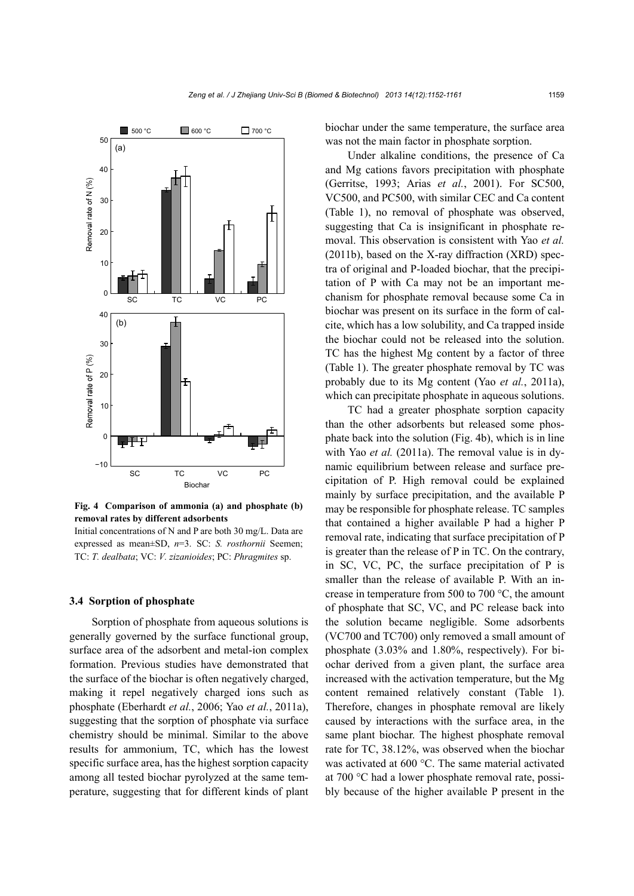Fig. 4 Comparison of ammonia (a) and phosphate (b) removal rates by different adsorbents

Initial concentrations of N and P are both 30 mg/L. Data are expressed as mean±SD, $n$=3. SC: *S. rosthornii* Seemen; TC: *T. dealbata*; VC: *V. zizanioides*; PC: *Phragmites* sp.

### 3.4 Sorption of phosphate

Sorption of phosphate from aqueous solutions is generally governed by the surface functional group, surface area of the adsorbent and metal-ion complex formation. Previous studies have demonstrated that the surface of the biochar is often negatively charged, making it repel negatively charged ions such as phosphate (Eberhardt *et al.*, 2006; Yao *et al.*, 2011a), suggesting that the sorption of phosphate via surface chemistry should be minimal. Similar to the above results for ammonium, TC, which has the lowest specific surface area, has the highest sorption capacity among all tested biochar pyrolyzed at the same temperature, suggesting that for different kinds of plant biochar under the same temperature, the surface area was not the main factor in phosphate sorption.

Under alkaline conditions, the presence of Ca and Mg cations favors precipitation with phosphate (Gerritse, 1993; Arias *et al.*, 2001). For SC500, VC500, and PC500, with similar CEC and Ca content (Table 1), no removal of phosphate was observed, suggesting that Ca is insignificant in phosphate removal. This observation is consistent with Yao *et al.* (2011b), based on the X-ray diffraction (XRD) spectra of original and P-loaded biochar, that the precipitation of P with Ca may not be an important mechanism for phosphate removal because some Ca in biochar was present on its surface in the form of calcite, which has a low solubility, and Ca trapped inside the biochar could not be released into the solution. TC has the highest Mg content by a factor of three (Table 1). The greater phosphate removal by TC was probably due to its Mg content (Yao *et al.*, 2011a), which can precipitate phosphate in aqueous solutions.

TC had a greater phosphate sorption capacity than the other adsorbents but released some phosphate back into the solution (Fig. 4b), which is in line with Yao *et al.* (2011a). The removal value is in dynamic equilibrium between release and surface precipitation of P. High removal could be explained mainly by surface precipitation, and the available P may be responsible for phosphate release. TC samples that contained a higher available P had a higher P removal rate, indicating that surface precipitation of P is greater than the release of P in TC. On the contrary, in SC, VC, PC, the surface precipitation of P is smaller than the release of available P. With an increase in temperature from 500 to 700 °C, the amount of phosphate that SC, VC, and PC release back into the solution became negligible. Some adsorbents (VC700 and TC700) only removed a small amount of phosphate (3.03% and 1.80%, respectively). For biochar derived from a given plant, the surface area increased with the activation temperature, but the Mg content remained relatively constant (Table 1). Therefore, changes in phosphate removal are likely caused by interactions with the surface area, in the same plant biochar. The highest phosphate removal rate for TC, 38.12%, was observed when the biochar was activated at 600 °C. The same material activated at 700 °C had a lower phosphate removal rate, possibly because of the higher available P present in the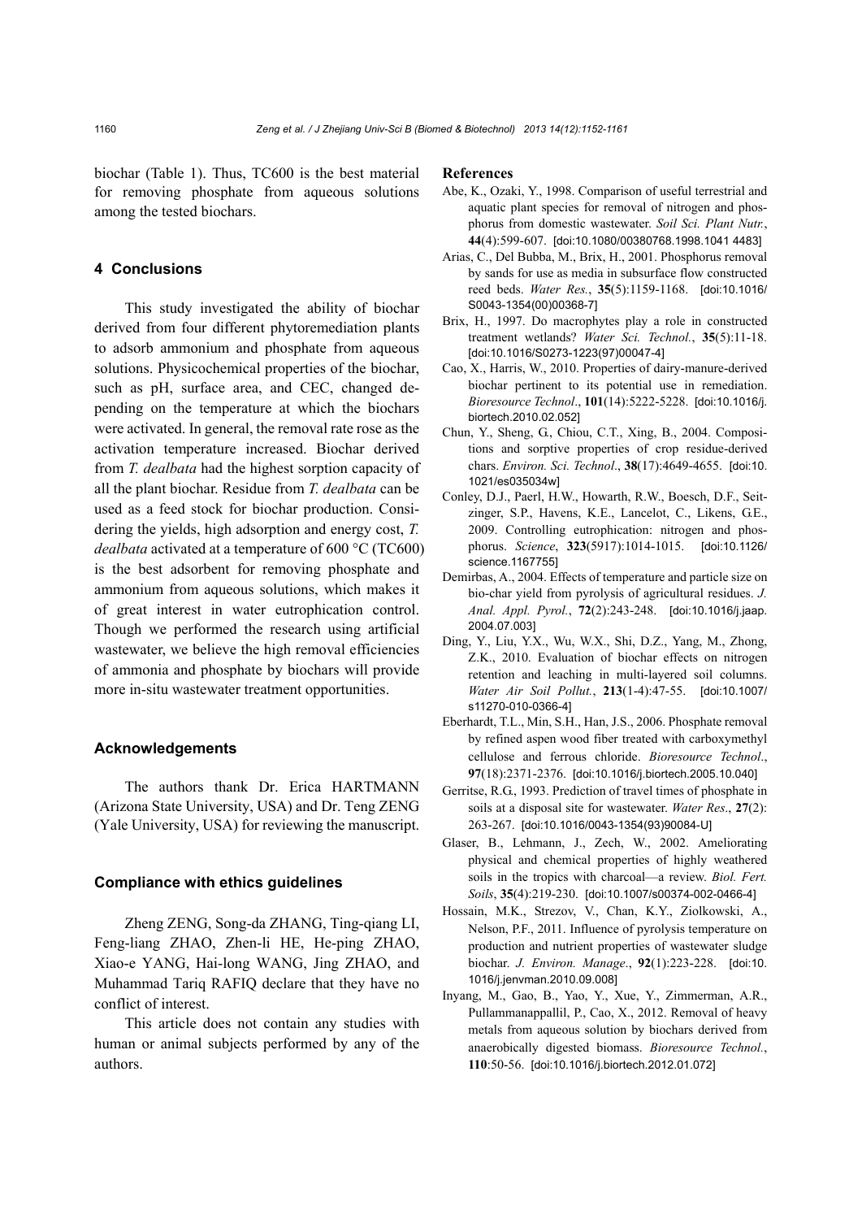biochar (Table 1). Thus, TC600 is the best material for removing phosphate from aqueous solutions among the tested biochars.

## 4 Conclusions

This study investigated the ability of biochar derived from four different phytoremediation plants to adsorb ammonium and phosphate from aqueous solutions. Physicochemical properties of the biochar, such as pH, surface area, and CEC, changed depending on the temperature at which the biochars were activated. In general, the removal rate rose as the activation temperature increased. Biochar derived from *T. dealbata* had the highest sorption capacity of all the plant biochar. Residue from *T. dealbata* can be used as a feed stock for biochar production. Considering the yields, high adsorption and energy cost, *T. dealbata* activated at a temperature of 600 °C (TC600) is the best adsorbent for removing phosphate and ammonium from aqueous solutions, which makes it of great interest in water eutrophication control. Though we performed the research using artificial wastewater, we believe the high removal efficiencies of ammonia and phosphate by biochars will provide more in-situ wastewater treatment opportunities.

### Acknowledgements

The authors thank Dr. Erica HARTMANN (Arizona State University, USA) and Dr. Teng ZENG (Yale University, USA) for reviewing the manuscript.

### Compliance with ethics guidelines

Zheng ZENG, Song-da ZHANG, Ting-qiang LI, Feng-liang ZHAO, Zhen-li HE, He-ping ZHAO, Xiao-e YANG, Hai-long WANG, Jing ZHAO, and Muhammad Tariq RAFIQ declare that they have no conflict of interest.

This article does not contain any studies with human or animal subjects performed by any of the authors.

### References

Abe, K., Ozaki, Y., 1998. Comparison of useful terrestrial and aquatic plant species for removal of nitrogen and phosphorus from domestic wastewater. *Soil Sci. Plant Nutr.*, **44**(4):599-607. [doi:10.1080/00380768.1998.10414483]

Arias, C., Del Bubba, M., Brix, H., 2001. Phosphorus removal by sands for use as media in subsurface flow constructed reed beds. *Water Res.*, **35**(5):1159-1168. [doi:10.1016/S0043-1354(00)00368-7]

Brix, H., 1997. Do macrophytes play a role in constructed treatment wetlands? *Water Sci. Technol.*, **35**(5):11-18. [doi:10.1016/S0273-1223(97)00047-4]

Cao, X., Harris, W., 2010. Properties of dairy-manure-derived biochar pertinent to its potential use in remediation. *Bioresource Technol*., **101**(14):5222-5228. [doi:10.1016/j.biortech.2010.02.052]

Chun, Y., Sheng, G., Chiou, C.T., Xing, B., 2004. Compositions and sorptive properties of crop residue-derived chars. *Environ. Sci. Technol*., **38**(17):4649-4655. [doi:10.1021/es035034w]

Conley, D.J., Paerl, H.W., Howarth, R.W., Boesch, D.F., Seitzinger, S.P., Havens, K.E., Lancelot, C., Likens, G.E., 2009. Controlling eutrophication: nitrogen and phosphorus. *Science*, **323**(5917):1014-1015. [doi:10.1126/science.1167755]

Demirbas, A., 2004. Effects of temperature and particle size on bio-char yield from pyrolysis of agricultural residues. *J. Anal. Appl. Pyrol.*, **72**(2):243-248. [doi:10.1016/j.jaap.2004.07.003]

Ding, Y., Liu, Y.X., Wu, W.X., Shi, D.Z., Yang, M., Zhong, Z.K., 2010. Evaluation of biochar effects on nitrogen retention and leaching in multi-layered soil columns. *Water Air Soil Pollut.*, **213**(1-4):47-55. [doi:10.1007/s11270-010-0366-4]

Eberhardt, T.L., Min, S.H., Han, J.S., 2006. Phosphate removal by refined aspen wood fiber treated with carboxymethyl cellulose and ferrous chloride. *Bioresource Technol*., **97**(18):2371-2376. [doi:10.1016/j.biortech.2005.10.040]

Gerritse, R.G., 1993. Prediction of travel times of phosphate in soils at a disposal site for wastewater. *Water Res*., **27**(2):263-267. [doi:10.1016/0043-1354(93)90084-U]

Glaser, B., Lehmann, J., Zech, W., 2002. Ameliorating physical and chemical properties of highly weathered soils in the tropics with charcoal—a review. *Biol. Fert. Soils*, **35**(4):219-230. [doi:10.1007/s00374-002-0466-4]

Hossain, M.K., Strezov, V., Chan, K.Y., Ziolkowski, A., Nelson, P.F., 2011. Influence of pyrolysis temperature on production and nutrient properties of wastewater sludge biochar. *J. Environ. Manage*., **92**(1):223-228. [doi:10.1016/j.jenvman.2010.09.008]

Inyang, M., Gao, B., Yao, Y., Xue, Y., Zimmerman, A.R., Pullammanappallil, P., Cao, X., 2012. Removal of heavy metals from aqueous solution by biochars derived from anaerobically digested biomass. *Bioresource Technol.*, **110**:50-56. [doi:10.1016/j.biortech.2012.01.072]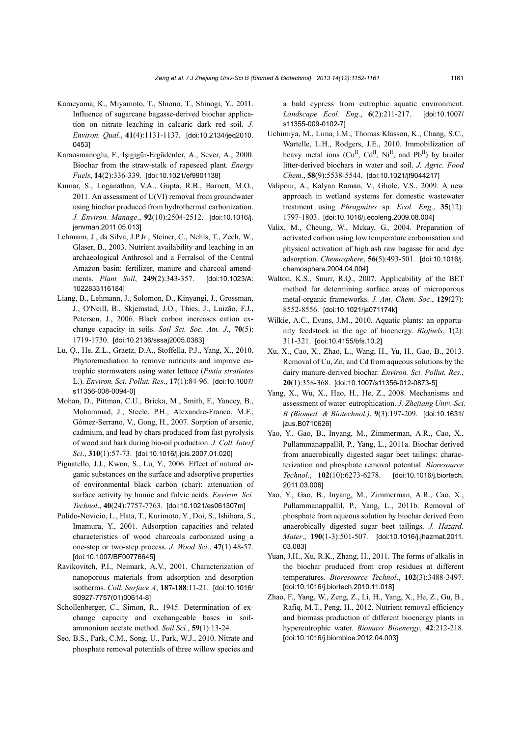Kameyama, K., Miyamoto, T., Shiono, T., Shinogi, Y., 2011. Influence of sugarcane bagasse-derived biochar application on nitrate leaching in calcaric dark red soil. *J. Environ. Qual.*, **41**(4):1131-1137. [doi:10.2134/jeq2010.0453]

Karaosmanoglu, F., Işigigür-Ergüdenler, A., Sever, A., 2000. Biochar from the straw-stalk of rapeseed plant. *Energy Fuels*, **14**(2):336-339. [doi:10.1021/ef9901138]

Kumar, S., Loganathan, V.A., Gupta, R.B., Barnett, M.O., 2011. An assessment of U(VI) removal from groundwater using biochar produced from hydrothermal carbonization. *J. Environ. Manage*., **92**(10):2504-2512. [doi:10.1016/j.jenvman.2011.05.013]

Lehmann, J., da Silva, J.P.Jr., Steiner, C., Nehls, T., Zech, W., Glaser, B., 2003. Nutrient availability and leaching in an archaeological Anthrosol and a Ferralsol of the Central Amazon basin: fertilizer, manure and charcoal amendments. *Plant Soil*, **249**(2):343-357. [doi:10.1023/A:1022833116184]

Liang, B., Lehmann, J., Solomon, D., Kinyangi, J., Grossman, J., O′Neill, B., Skjemstad, J.O., Thies, J., Luizão, F.J., Petersen, J., 2006. Black carbon increases cation exchange capacity in soils. *Soil Sci. Soc. Am. J*., **70**(5):1719-1730. [doi:10.2136/sssaj2005.0383]

Lu, Q., He, Z.L., Graetz, D.A., Stoffella, P.J., Yang, X., 2010. Phytoremediation to remove nutrients and improve eutrophic stormwaters using water lettuce (*Pistia stratiotes* L.). *Environ. Sci. Pollut. Res*., **17**(1):84-96. [doi:10.1007/s11356-008-0094-0]

Mohan, D., Pittman, C.U., Bricka, M., Smith, F., Yancey, B., Mohammad, J., Steele, P.H., Alexandre-Franco, M.F., Gómez-Serrano, V., Gong, H., 2007. Sorption of arsenic, cadmium, and lead by chars produced from fast pyrolysis of wood and bark during bio-oil production. *J. Coll. Interf. Sci*., **310**(1):57-73. [doi:10.1016/j.jcis.2007.01.020]

Pignatello, J.J., Kwon, S., Lu, Y., 2006. Effect of natural organic substances on the surface and adsorptive properties of environmental black carbon (char): attenuation of surface activity by humic and fulvic acids. *Environ. Sci. Technol*., **40**(24):7757-7763. [doi:10.1021/es061307m]

Pulido-Novicio, L., Hata, T., Kurimoto, Y., Doi, S., Ishihara, S., Imamura, Y., 2001. Adsorption capacities and related characteristics of wood charcoals carbonized using a one-step or two-step process. *J. Wood Sci*., **47**(1):48-57. [doi:10.1007/BF00776645]

Ravikovitch, P.I., Neimark, A.V., 2001. Characterization of nanoporous materials from adsorption and desorption isotherms. *Coll. Surface A*, **187-188**:11-21. [doi:10.1016/S0927-7757(01)00614-8]

Schollenberger, C., Simon, R., 1945. Determination of exchange capacity and exchangeable bases in soil-ammonium acetate method. *Soil Sci*., **59**(1):13-24.

Seo, B.S., Park, C.M., Song, U., Park, W.J., 2010. Nitrate and phosphate removal potentials of three willow species and a bald cypress from eutrophic aquatic environment. *Landscape Ecol. Eng*., **6**(2):211-217. [doi:10.1007/s11355-009-0102-7]

Uchimiya, M., Lima, I.M., Thomas Klasson, K., Chang, S.C., Wartelle, L.H., Rodgers, J.E., 2010. Immobilization of heavy metal ions ($Cu^{II}$, $Cd^{II}$, $Ni^{II}$, and $Pb^{II}$) by broiler litter-derived biochars in water and soil. *J. Agric. Food Chem*., **58**(9):5538-5544. [doi:10.1021/jf9044217]

Valipour, A., Kalyan Raman, V., Ghole, V.S., 2009. A new approach in wetland systems for domestic wastewater treatment using *Phragmites* sp. *Ecol. Eng*., **35**(12):1797-1803. [doi:10.1016/j.ecoleng.2009.08.004]

Valix, M., Cheung, W., Mckay, G., 2004. Preparation of activated carbon using low temperature carbonisation and physical activation of high ash raw bagasse for acid dye adsorption. *Chemosphere*, **56**(5):493-501. [doi:10.1016/j.chemosphere.2004.04.004]

Walton, K.S., Snurr, R.Q., 2007. Applicability of the BET method for determining surface areas of microporous metal-organic frameworks. *J. Am. Chem. Soc*., **129**(27):8552-8556. [doi:10.1021/ja071174k]

Wilkie, A.C., Evans, J.M., 2010. Aquatic plants: an opportunity feedstock in the age of bioenergy. *Biofuels*, **1**(2):311-321. [doi:10.4155/bfs.10.2]

Xu, X., Cao, X., Zhao, L., Wang, H., Yu, H., Gao, B., 2013. Removal of Cu, Zn, and Cd from aqueous solutions by the dairy manure-derived biochar. *Environ. Sci. Pollut. Res*., **20**(1):358-368. [doi:10.1007/s11356-012-0873-5]

Yang, X., Wu, X., Hao, H., He, Z., 2008. Mechanisms and assessment of water eutrophication. *J. Zhejiang Univ.-Sci. B (Biomed. & Biotechnol.)*, **9**(3):197-209. [doi:10.1631/jzus.B0710626]

Yao, Y., Gao, B., Inyang, M., Zimmerman, A.R., Cao, X., Pullammanappallil, P., Yang, L., 2011a. Biochar derived from anaerobically digested sugar beet tailings: characterization and phosphate removal potential. *Bioresource Technol*., **102**(10):6273-6278. [doi:10.1016/j.biortech.2011.03.006]

Yao, Y., Gao, B., Inyang, M., Zimmerman, A.R., Cao, X., Pullammanappallil, P., Yang, L., 2011b. Removal of phosphate from aqueous solution by biochar derived from anaerobically digested sugar beet tailings. *J. Hazard. Mater*., **190**(1-3):501-507. [doi:10.1016/j.jhazmat.2011.03.083]

Yuan, J.H., Xu, R.K., Zhang, H., 2011. The forms of alkalis in the biochar produced from crop residues at different temperatures. *Bioresource Technol*., **102**(3):3488-3497. [doi:10.1016/j.biortech.2010.11.018]

Zhao, F., Yang, W., Zeng, Z., Li, H., Yang, X., He, Z., Gu, B., Rafiq, M.T., Peng, H., 2012. Nutrient removal efficiency and biomass production of different bioenergy plants in hypereutrophic water. *Biomass Bioenergy*, **42**:212-218. [doi:10.1016/j.biombioe.2012.04.003]